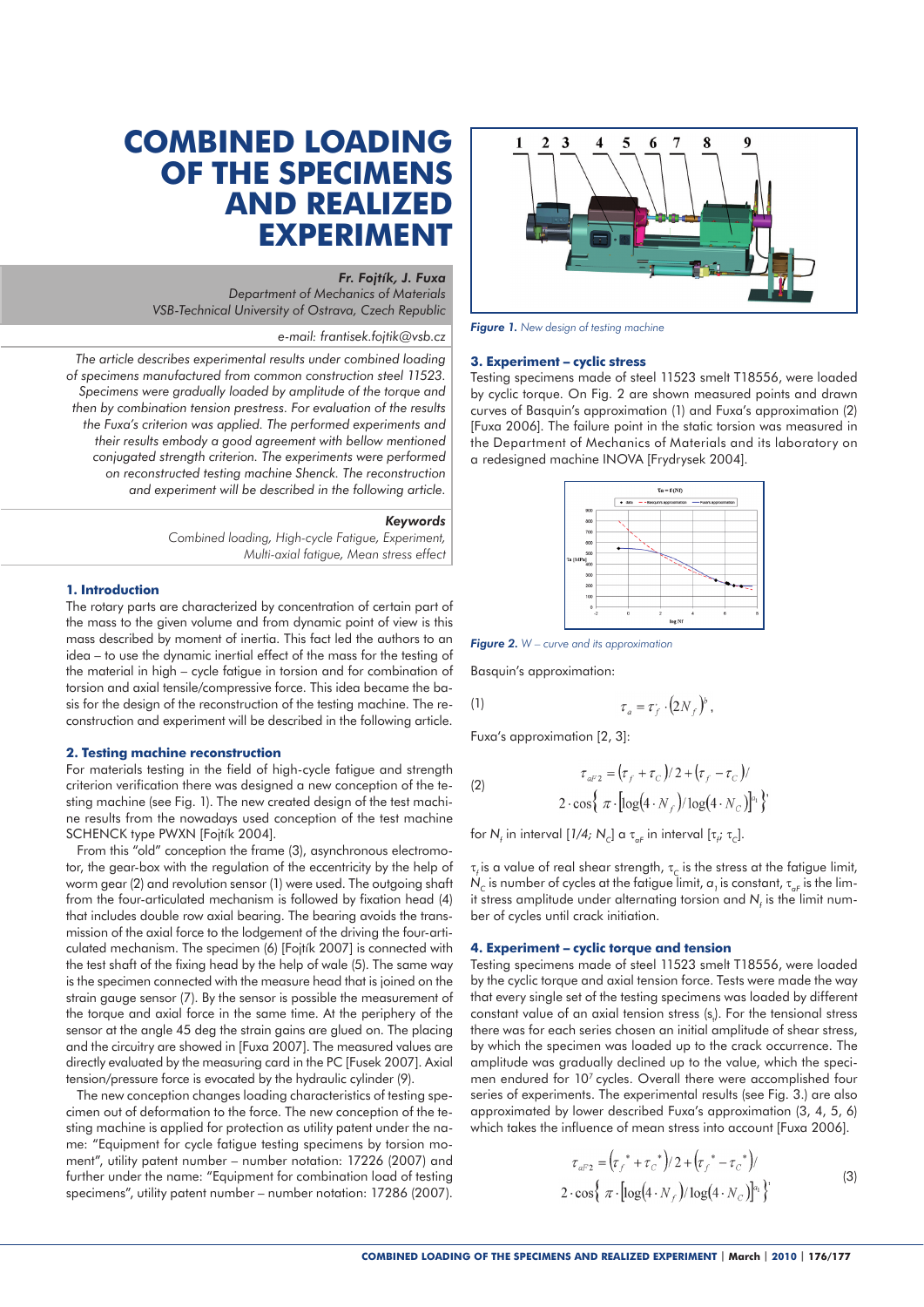# COMBINED LOADING OF THE SPECIMENS AND REALIZED EXPERIMENT

***Fr. Fojtík, J. Fuxa***
*Department of Mechanics of Materials*
*VSB-Technical University of Ostrava, Czech Republic*

*e-mail: frantisek.fojtik@vsb.cz*

*The article describes experimental results under combined loading of specimens manufactured from common construction steel 11523. Specimens were gradually loaded by amplitude of the torque and then by combination tension prestress. For evaluation of the results the Fuxa's criterion was applied. The performed experiments and their results embody a good agreement with bellow mentioned conjugated strength criterion. The experiments were performed on reconstructed testing machine Shenck. The reconstruction and experiment will be described in the following article.*

***Keywords***
*Combined loading, High-cycle Fatigue, Experiment, Multi-axial fatigue, Mean stress effect*

## 1. Introduction

The rotary parts are characterized by concentration of certain part of the mass to the given volume and from dynamic point of view is this mass described by moment of inertia. This fact led the authors to an idea – to use the dynamic inertial effect of the mass for the testing of the material in high – cycle fatigue in torsion and for combination of torsion and axial tensile/compressive force. This idea became the basis for the design of the reconstruction of the testing machine. The reconstruction and experiment will be described in the following article.

## 2. Testing machine reconstruction

For materials testing in the field of high-cycle fatigue and strength criterion verification there was designed a new conception of the testing machine (see Fig. 1). The new created design of the test machine results from the nowadays used conception of the test machine SCHENCK type PWXN [Fojtík 2004].

From this "old" conception the frame (3), asynchronous electromotor, the gear-box with the regulation of the eccentricity by the help of worm gear (2) and revolution sensor (1) were used. The outgoing shaft from the four-articulated mechanism is followed by fixation head (4) that includes double row axial bearing. The bearing avoids the transmission of the axial force to the lodgement of the driving the four-articulated mechanism. The specimen (6) [Fojtík 2007] is connected with the test shaft of the fixing head by the help of wale (5). The same way is the specimen connected with the measure head that is joined on the strain gauge sensor (7). By the sensor is possible the measurement of the torque and axial force in the same time. At the periphery of the sensor at the angle 45 deg the strain gains are glued on. The placing and the circuitry are showed in [Fuxa 2007]. The measured values are directly evaluated by the measuring card in the PC [Fusek 2007]. Axial tension/pressure force is evocated by the hydraulic cylinder (9).

The new conception changes loading characteristics of testing specimen out of deformation to the force. The new conception of the testing machine is applied for protection as utility patent under the name: "Equipment for cycle fatigue testing specimens by torsion moment", utility patent number – number notation: 17226 (2007) and further under the name: "Equipment for combination load of testing specimens", utility patent number – number notation: 17286 (2007).

*Figure 1. New design of testing machine*

## 3. Experiment – cyclic stress

Testing specimens made of steel 11523 smelt T18556, were loaded by cyclic torque. On Fig. 2 are shown measured points and drawn curves of Basquin's approximation (1) and Fuxa's approximation (2) [Fuxa 2006]. The failure point in the static torsion was measured in the Department of Mechanics of Materials and its laboratory on a redesigned machine INOVA [Frydrysek 2004].

*Figure 2. W – curve and its approximation*

Basquin's approximation:

$$\tau_a = \tau_f' \cdot (2N_f)^b, \tag{1}$$

Fuxa's approximation [2, 3]:

$$\tau_{aF2} = (\tau_f + \tau_C)/2 + (\tau_f - \tau_C)/ \\ 2 \cdot \cos\left\{\pi \cdot \left[\log(4 \cdot N_f)/\log(4 \cdot N_C)\right]^{a_1}\right\}' \tag{2}$$

for $N_f$ in interval $[1/4; N_C]$ a $\tau_{aF}$ in interval $[\tau_f; \tau_C]$.

$\tau_f$ is a value of real shear strength, $\tau_C$ is the stress at the fatigue limit, $N_C$ is number of cycles at the fatigue limit, $a_1$ is constant, $\tau_{aF}$ is the limit stress amplitude under alternating torsion and $N_f$ is the limit number of cycles until crack initiation.

## 4. Experiment – cyclic torque and tension

Testing specimens made of steel 11523 smelt T18556, were loaded by the cyclic torque and axial tension force. Tests were made the way that every single set of the testing specimens was loaded by different constant value of an axial tension stress ($s_t$). For the tensional stress there was for each series chosen an initial amplitude of shear stress, by which the specimen was loaded up to the crack occurrence. The amplitude was gradually declined up to the value, which the specimen endured for $10^7$ cycles. Overall there were accomplished four series of experiments. The experimental results (see Fig. 3.) are also approximated by lower described Fuxa's approximation (3, 4, 5, 6) which takes the influence of mean stress into account [Fuxa 2006].

$$\tau_{aF2} = (\tau_f^* + \tau_C^*)/2 + (\tau_f^* - \tau_C^*)/ \\ 2 \cdot \cos\left\{\pi \cdot \left[\log(4 \cdot N_f)/\log(4 \cdot N_C)\right]^{a_1}\right\}' \tag{3}$$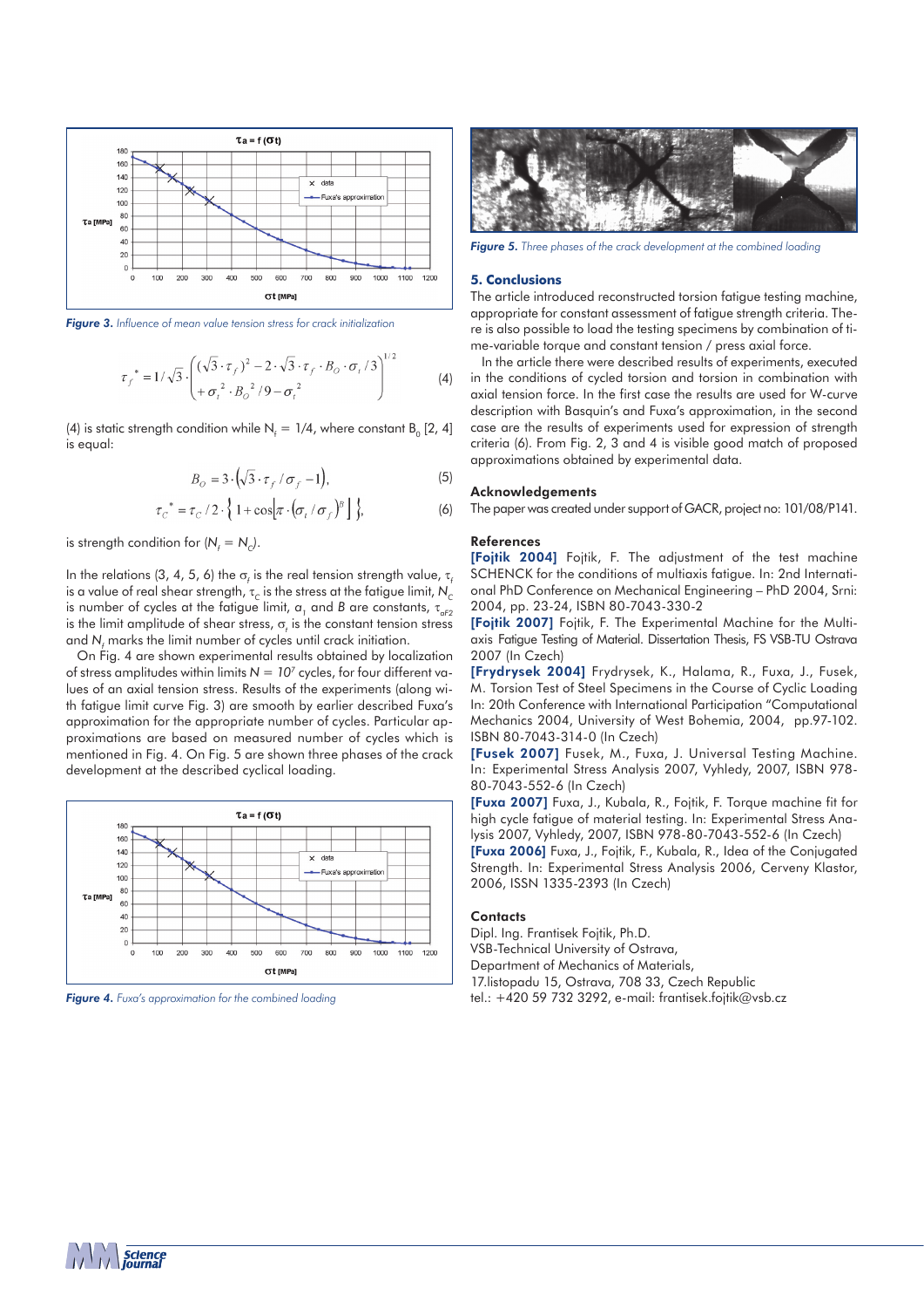τa = f (σt)

180
160
140
120
100
80
60
40
20
0

τa [MPa]

0 100 200 300 400 500 600 700 800 900 1000 1100 1200

σt [MPa]

× data
Fuxa's approximation

***Figure 3.*** *Influence of mean value tension stress for crack initialization*

$$\tau_f^* = 1/\sqrt{3} \cdot \begin{pmatrix} (\sqrt{3} \cdot \tau_f)^2 - 2 \cdot \sqrt{3} \cdot \tau_f \cdot B_O \cdot \sigma_t / 3 \\ + \sigma_t^2 \cdot B_O^2 / 9 - \sigma_t^2 \end{pmatrix}^{1/2} \quad (4)$$

(4) is static strength condition while $N_f$ = 1/4, where constant $B_0$ [2, 4] is equal:

$$B_O = 3 \cdot \left(\sqrt{3} \cdot \tau_f / \sigma_f - 1\right), \quad (5)$$

$$\tau_C^* = \tau_C / 2 \cdot \left\{ 1 + \cos\left[\pi \cdot \left(\sigma_t / \sigma_f\right)^B\right] \right\}, \quad (6)$$

is strength condition for ($N_f$ = $N_C$).

In the relations (3, 4, 5, 6) the $\sigma_f$ is the real tension strength value, $\tau_f$ is a value of real shear strength, $\tau_C$ is the stress at the fatigue limit, $N_C$ is number of cycles at the fatigue limit, $a_1$ and $B$ are constants, $\tau_{aF2}$ is the limit amplitude of shear stress, $\sigma_t$ is the constant tension stress and $N_f$ marks the limit number of cycles until crack initiation.

On Fig. 4 are shown experimental results obtained by localization of stress amplitudes within limits $N = 10^7$ cycles, for four different values of an axial tension stress. Results of the experiments (along with fatigue limit curve Fig. 3) are smooth by earlier described Fuxa's approximation for the appropriate number of cycles. Particular approximations are based on measured number of cycles which is mentioned in Fig. 4. On Fig. 5 are shown three phases of the crack development at the described cyclical loading.

τa = f (σt)

180
160
140
120
100
80
60
40
20
0

τa [MPa]

0 100 200 300 400 500 600 700 800 900 1000 1100 1200

σt [MPa]

× data
Fuxa's approximation

***Figure 4.*** *Fuxa's approximation for the combined loading*

***Figure 5.*** *Three phases of the crack development at the combined loading*

## 5. Conclusions

The article introduced reconstructed torsion fatigue testing machine, appropriate for constant assessment of fatigue strength criteria. There is also possible to load the testing specimens by combination of time-variable torque and constant tension / press axial force.

In the article there were described results of experiments, executed in the conditions of cycled torsion and torsion in combination with axial tension force. In the first case the results are used for W-curve description with Basquin's and Fuxa's approximation, in the second case are the results of experiments used for expression of strength criteria (6). From Fig. 2, 3 and 4 is visible good match of proposed approximations obtained by experimental data.

## Acknowledgements

The paper was created under support of GACR, project no: 101/08/P141.

## References

**[Fojtik 2004]** Fojtik, F. The adjustment of the test machine SCHENCK for the conditions of multiaxis fatigue. In: 2nd International PhD Conference on Mechanical Engineering – PhD 2004, Srni: 2004, pp. 23-24, ISBN 80-7043-330-2

**[Fojtik 2007]** Fojtik, F. The Experimental Machine for the Multiaxis Fatigue Testing of Material. Dissertation Thesis, FS VSB-TU Ostrava 2007 (In Czech)

**[Frydrysek 2004]** Frydrysek, K., Halama, R., Fuxa, J., Fusek, M. Torsion Test of Steel Specimens in the Course of Cyclic Loading In: 20th Conference with International Participation "Computational Mechanics 2004, University of West Bohemia, 2004, pp.97-102. ISBN 80-7043-314-0 (In Czech)

**[Fusek 2007]** Fusek, M., Fuxa, J. Universal Testing Machine. In: Experimental Stress Analysis 2007, Vyhledy, 2007, ISBN 978-80-7043-552-6 (In Czech)

**[Fuxa 2007]** Fuxa, J., Kubala, R., Fojtik, F. Torque machine fit for high cycle fatigue of material testing. In: Experimental Stress Analysis 2007, Vyhledy, 2007, ISBN 978-80-7043-552-6 (In Czech)

**[Fuxa 2006]** Fuxa, J., Fojtik, F., Kubala, R., Idea of the Conjugated Strength. In: Experimental Stress Analysis 2006, Cerveny Klastor, 2006, ISSN 1335-2393 (In Czech)

## Contacts

Dipl. Ing. Frantisek Fojtik, Ph.D.
VSB-Technical University of Ostrava,
Department of Mechanics of Materials,
17.listopadu 15, Ostrava, 708 33, Czech Republic
tel.: +420 59 732 3292, e-mail: frantisek.fojtik@vsb.cz